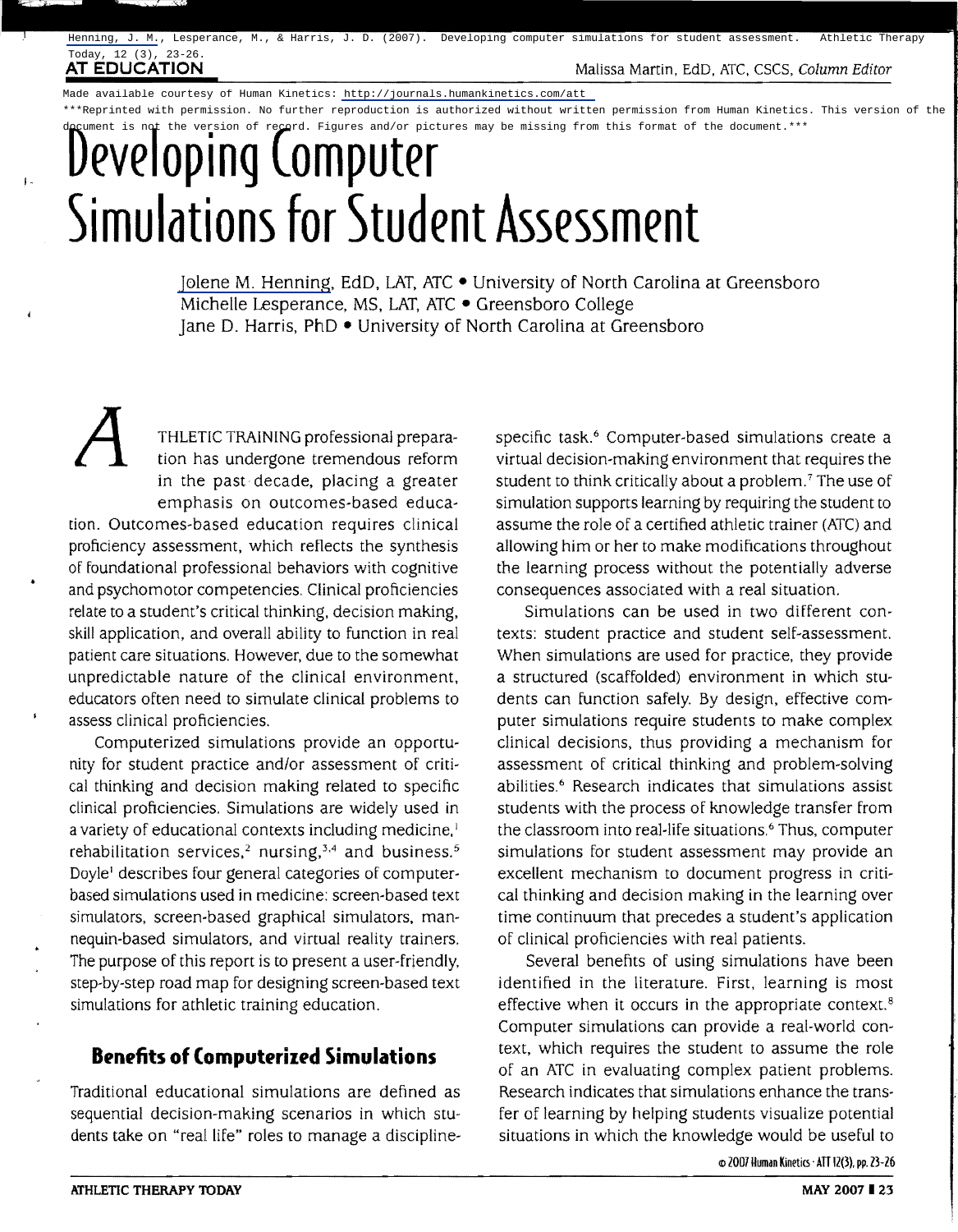Henning, J. M., Lesperance, M., & Harris, J. D. (2007). Developing computer simulations for student assessment. Athletic Therapy Today, 12 (3), 23-26.

**AT EDUCATION** — Malissa Martin, EdD, ATC, CSCS, *Column Editor*

Made available courtesy of Human Kinetics: http://journals.humankinetics.com/att

***Reprinted with permission. No further reproduction is authorized without written permission from Human Kinetics. This version of the document is not the version of record. Figures and/or pictures may be missing from this format of the document.***

# Developing Computer Simulations for Student Assessment

Jolene M. Henning, EdD, LAT, ATC • University of North Carolina at Greensboro
Michelle Lesperance, MS, LAT, ATC • Greensboro College
Jane D. Harris, PhD • University of North Carolina at Greensboro

ATHLETIC TRAINING professional preparation has undergone tremendous reform in the past decade, placing a greater emphasis on outcomes-based education. Outcomes-based education requires clinical proficiency assessment, which reflects the synthesis of foundational professional behaviors with cognitive and psychomotor competencies. Clinical proficiencies relate to a student's critical thinking, decision making, skill application, and overall ability to function in real patient care situations. However, due to the somewhat unpredictable nature of the clinical environment, educators often need to simulate clinical problems to assess clinical proficiencies.

Computerized simulations provide an opportunity for student practice and/or assessment of critical thinking and decision making related to specific clinical proficiencies. Simulations are widely used in a variety of educational contexts including medicine,[1] rehabilitation services,[2] nursing,[3,4] and business.[5] Doyle[1] describes four general categories of computer-based simulations used in medicine: screen-based text simulators, screen-based graphical simulators, mannequin-based simulators, and virtual reality trainers. The purpose of this report is to present a user-friendly, step-by-step road map for designing screen-based text simulations for athletic training education.

## Benefits of Computerized Simulations

Traditional educational simulations are defined as sequential decision-making scenarios in which students take on "real life" roles to manage a discipline-specific task.[6] Computer-based simulations create a virtual decision-making environment that requires the student to think critically about a problem.[7] The use of simulation supports learning by requiring the student to assume the role of a certified athletic trainer (ATC) and allowing him or her to make modifications throughout the learning process without the potentially adverse consequences associated with a real situation.

Simulations can be used in two different contexts: student practice and student self-assessment. When simulations are used for practice, they provide a structured (scaffolded) environment in which students can function safely. By design, effective computer simulations require students to make complex clinical decisions, thus providing a mechanism for assessment of critical thinking and problem-solving abilities.[6] Research indicates that simulations assist students with the process of knowledge transfer from the classroom into real-life situations.[6] Thus, computer simulations for student assessment may provide an excellent mechanism to document progress in critical thinking and decision making in the learning over time continuum that precedes a student's application of clinical proficiencies with real patients.

Several benefits of using simulations have been identified in the literature. First, learning is most effective when it occurs in the appropriate context.[8] Computer simulations can provide a real-world context, which requires the student to assume the role of an ATC in evaluating complex patient problems. Research indicates that simulations enhance the transfer of learning by helping students visualize potential situations in which the knowledge would be useful to

© 2007 Human Kinetics · ATT 12(3), pp. 23-26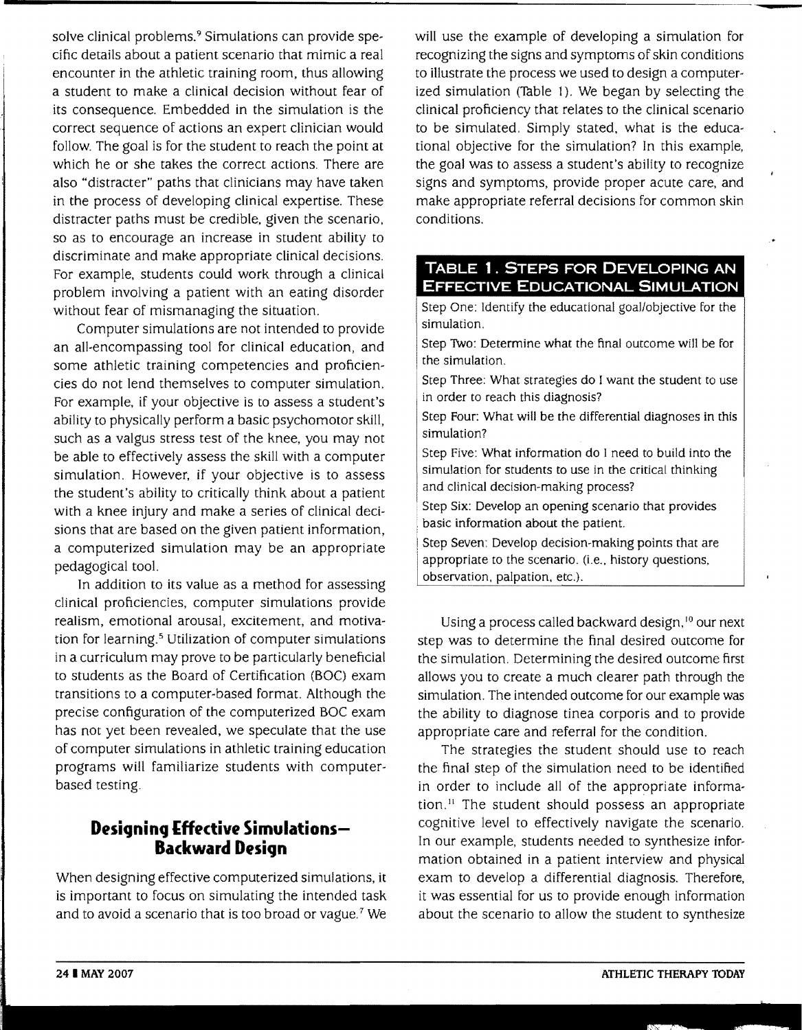solve clinical problems.[9] Simulations can provide specific details about a patient scenario that mimic a real encounter in the athletic training room, thus allowing a student to make a clinical decision without fear of its consequence. Embedded in the simulation is the correct sequence of actions an expert clinician would follow. The goal is for the student to reach the point at which he or she takes the correct actions. There are also "distracter" paths that clinicians may have taken in the process of developing clinical expertise. These distracter paths must be credible, given the scenario, so as to encourage an increase in student ability to discriminate and make appropriate clinical decisions. For example, students could work through a clinical problem involving a patient with an eating disorder without fear of mismanaging the situation.

Computer simulations are not intended to provide an all-encompassing tool for clinical education, and some athletic training competencies and proficiencies do not lend themselves to computer simulation. For example, if your objective is to assess a student's ability to physically perform a basic psychomotor skill, such as a valgus stress test of the knee, you may not be able to effectively assess the skill with a computer simulation. However, if your objective is to assess the student's ability to critically think about a patient with a knee injury and make a series of clinical decisions that are based on the given patient information, a computerized simulation may be an appropriate pedagogical tool.

In addition to its value as a method for assessing clinical proficiencies, computer simulations provide realism, emotional arousal, excitement, and motivation for learning.[5] Utilization of computer simulations in a curriculum may prove to be particularly beneficial to students as the Board of Certification (BOC) exam transitions to a computer-based format. Although the precise configuration of the computerized BOC exam has not yet been revealed, we speculate that the use of computer simulations in athletic training education programs will familiarize students with computer-based testing.

## Designing Effective Simulations—Backward Design

When designing effective computerized simulations, it is important to focus on simulating the intended task and to avoid a scenario that is too broad or vague.[7] We will use the example of developing a simulation for recognizing the signs and symptoms of skin conditions to illustrate the process we used to design a computerized simulation (Table 1). We began by selecting the clinical proficiency that relates to the clinical scenario to be simulated. Simply stated, what is the educational objective for the simulation? In this example, the goal was to assess a student's ability to recognize signs and symptoms, provide proper acute care, and make appropriate referral decisions for common skin conditions.

| Table 1. Steps for Developing an Effective Educational Simulation |
| --- |
| Step One: Identify the educational goal/objective for the simulation. |
| Step Two: Determine what the final outcome will be for the simulation. |
| Step Three: What strategies do I want the student to use in order to reach this diagnosis? |
| Step Four: What will be the differential diagnoses in this simulation? |
| Step Five: What information do I need to build into the simulation for students to use in the critical thinking and clinical decision-making process? |
| Step Six: Develop an opening scenario that provides basic information about the patient. |
| Step Seven: Develop decision-making points that are appropriate to the scenario. (i.e., history questions, observation, palpation, etc.). |

Using a process called backward design,[10] our next step was to determine the final desired outcome for the simulation. Determining the desired outcome first allows you to create a much clearer path through the simulation. The intended outcome for our example was the ability to diagnose tinea corporis and to provide appropriate care and referral for the condition.

The strategies the student should use to reach the final step of the simulation need to be identified in order to include all of the appropriate information.[11] The student should possess an appropriate cognitive level to effectively navigate the scenario. In our example, students needed to synthesize information obtained in a patient interview and physical exam to develop a differential diagnosis. Therefore, it was essential for us to provide enough information about the scenario to allow the student to synthesize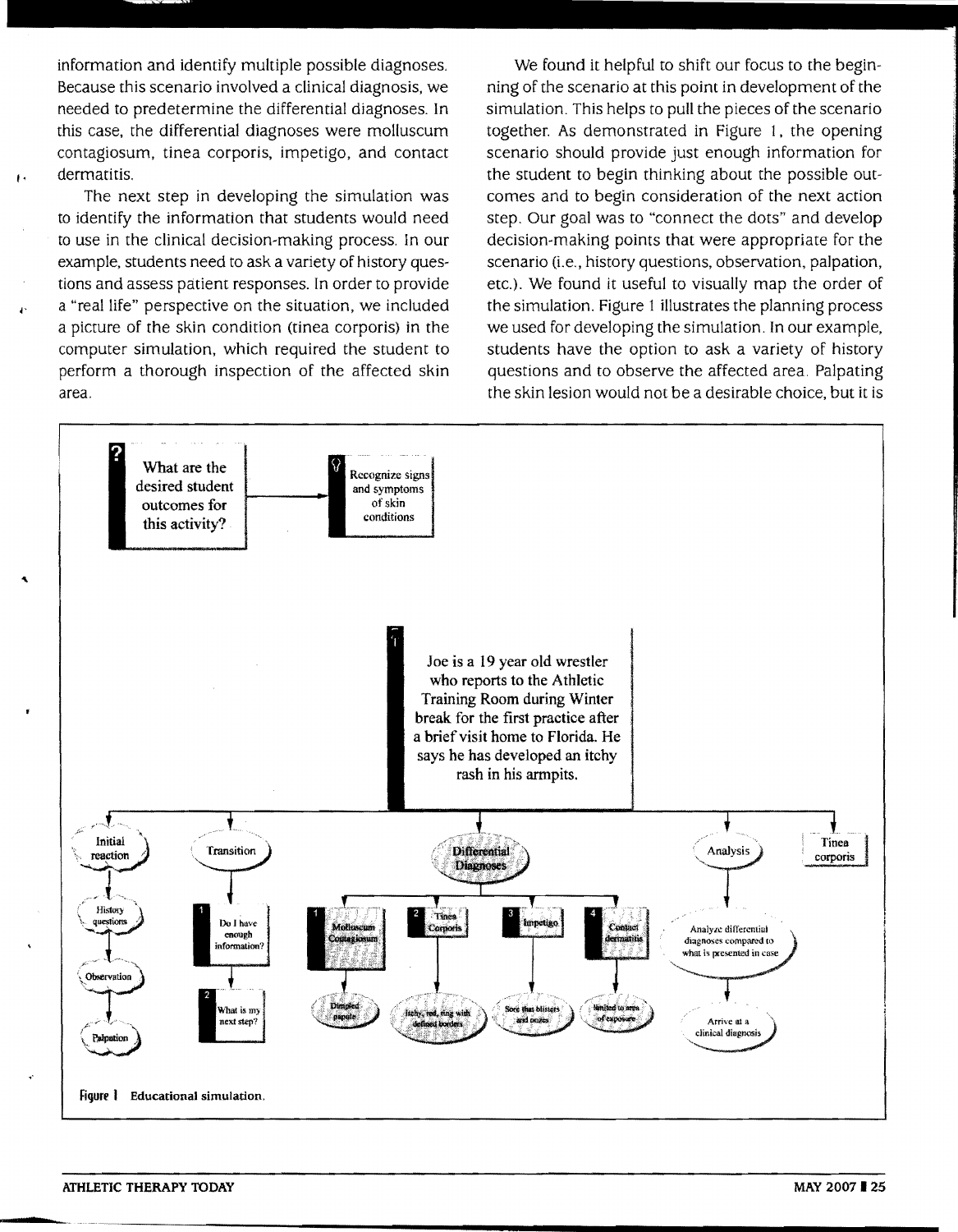information and identify multiple possible diagnoses. Because this scenario involved a clinical diagnosis, we needed to predetermine the differential diagnoses. In this case, the differential diagnoses were molluscum contagiosum, tinea corporis, impetigo, and contact dermatitis.

The next step in developing the simulation was to identify the information that students would need to use in the clinical decision-making process. In our example, students need to ask a variety of history questions and assess patient responses. In order to provide a "real life" perspective on the situation, we included a picture of the skin condition (tinea corporis) in the computer simulation, which required the student to perform a thorough inspection of the affected skin area.

We found it helpful to shift our focus to the beginning of the scenario at this point in development of the simulation. This helps to pull the pieces of the scenario together. As demonstrated in Figure 1, the opening scenario should provide just enough information for the student to begin thinking about the possible outcomes and to begin consideration of the next action step. Our goal was to "connect the dots" and develop decision-making points that were appropriate for the scenario (i.e., history questions, observation, palpation, etc.). We found it useful to visually map the order of the simulation. Figure 1 illustrates the planning process we used for developing the simulation. In our example, students have the option to ask a variety of history questions and to observe the affected area. Palpating the skin lesion would not be a desirable choice, but it is

What are the desired student outcomes for this activity? → Recognize signs and symptoms of skin conditions

Joe is a 19 year old wrestler who reports to the Athletic Training Room during Winter break for the first practice after a brief visit home to Florida. He says he has developed an itchy rash in his armpits.

- Initial reaction → History questions → Observation → Palpation
- Transition → 1 Do I have enough information? → 2 What is my next step?
- Differential Diagnoses
  - 1 Molluscum Contagiosum → Dimpled papule
  - 2 Tinea Corporis → Itchy, red, ring with defined borders
  - 3 Impetigo → Sore that blisters and oozes
  - 4 Contact dermatitis → limited to area of exposure
- Analysis → Analyze differential diagnoses compared to what is presented in case → Arrive at a clinical diagnosis
- Tinea corporis

Figure 1 Educational simulation.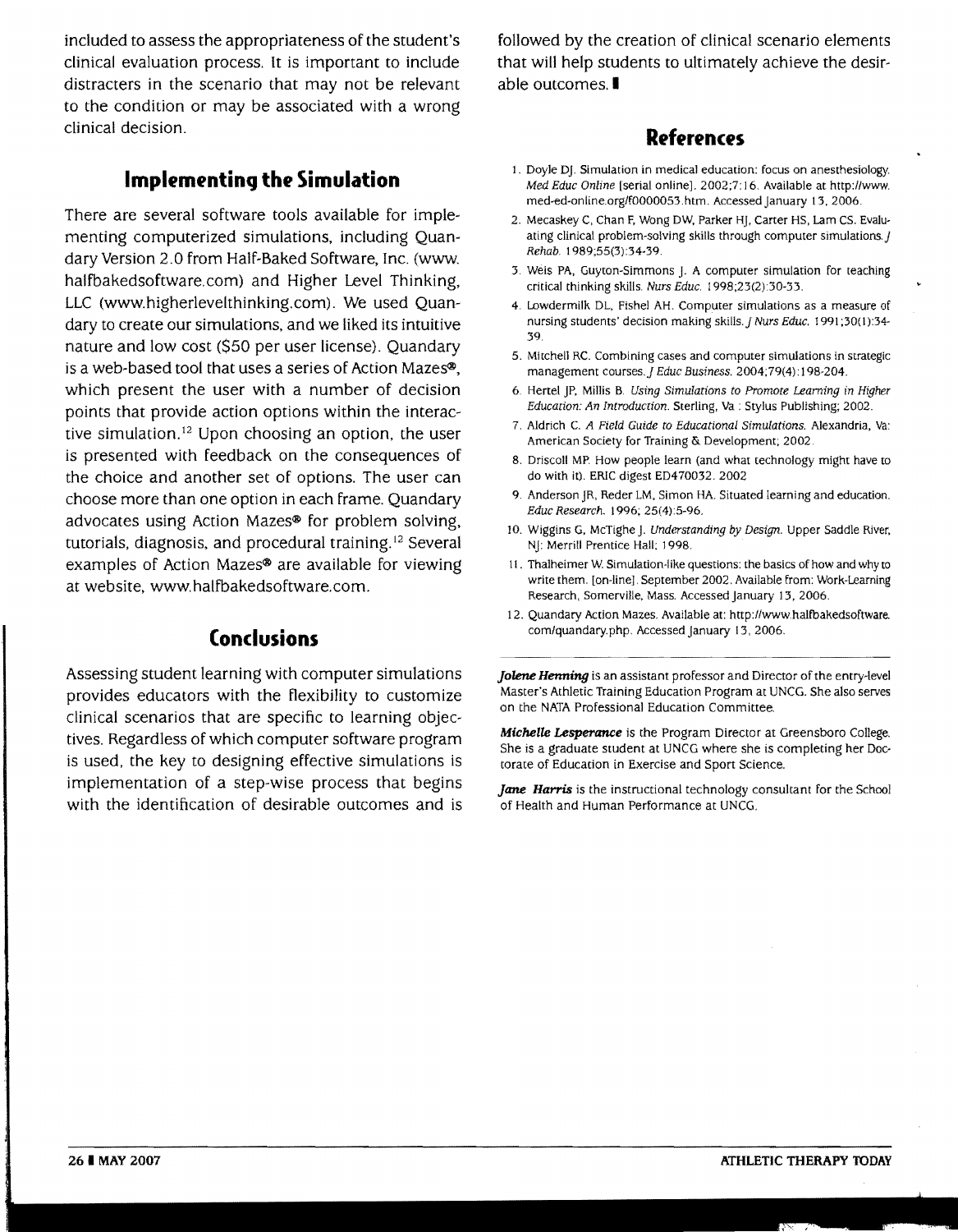included to assess the appropriateness of the student's clinical evaluation process. It is important to include distracters in the scenario that may not be relevant to the condition or may be associated with a wrong clinical decision.

## Implementing the Simulation

There are several software tools available for implementing computerized simulations, including Quandary Version 2.0 from Half-Baked Software, Inc. (www.halfbakedsoftware.com) and Higher Level Thinking, LLC (www.higherlevelthinking.com). We used Quandary to create our simulations, and we liked its intuitive nature and low cost ($50 per user license). Quandary is a web-based tool that uses a series of Action Mazes®, which present the user with a number of decision points that provide action options within the interactive simulation.[12] Upon choosing an option, the user is presented with feedback on the consequences of the choice and another set of options. The user can choose more than one option in each frame. Quandary advocates using Action Mazes® for problem solving, tutorials, diagnosis, and procedural training.[12] Several examples of Action Mazes® are available for viewing at website, www.halfbakedsoftware.com.

## Conclusions

Assessing student learning with computer simulations provides educators with the flexibility to customize clinical scenarios that are specific to learning objectives. Regardless of which computer software program is used, the key to designing effective simulations is implementation of a step-wise process that begins with the identification of desirable outcomes and is followed by the creation of clinical scenario elements that will help students to ultimately achieve the desirable outcomes. ▮

## References

1. Doyle DJ. Simulation in medical education: focus on anesthesiology. *Med Educ Online* [serial online]. 2002;7:16. Available at http://www.med-ed-online.org/f0000053.htm. Accessed January 13, 2006.
2. Mecaskey C, Chan F, Wong DW, Parker HJ, Carter HS, Lam CS. Evaluating clinical problem-solving skills through computer simulations. *J Rehab.* 1989;55(3):34-39.
3. Weis PA, Guyton-Simmons J. A computer simulation for teaching critical thinking skills. *Nurs Educ.* 1998;23(2):30-33.
4. Lowdermilk DL, Fishel AH. Computer simulations as a measure of nursing students' decision making skills. *J Nurs Educ.* 1991;30(1):34-39.
5. Mitchell RC. Combining cases and computer simulations in strategic management courses. *J Educ Business.* 2004;79(4):198-204.
6. Hertel JP, Millis B. *Using Simulations to Promote Learning in Higher Education: An Introduction.* Sterling, Va : Stylus Publishing; 2002.
7. Aldrich C. *A Field Guide to Educational Simulations.* Alexandria, Va: American Society for Training & Development; 2002.
8. Driscoll MP. How people learn (and what technology might have to do with it). ERIC digest ED470032. 2002
9. Anderson JR, Reder LM, Simon HA. Situated learning and education. *Educ Research.* 1996; 25(4):5-96.
10. Wiggins G, McTighe J. *Understanding by Design.* Upper Saddle River, NJ: Merrill Prentice Hall; 1998.
11. Thalheimer W. Simulation-like questions: the basics of how and why to write them. [on-line]. September 2002. Available from: Work-Learning Research, Somerville, Mass. Accessed January 13, 2006.
12. Quandary Action Mazes. Available at: http://www.halfbakedsoftware.com/quandary.php. Accessed January 13, 2006.

---

***Jolene Henning*** is an assistant professor and Director of the entry-level Master's Athletic Training Education Program at UNCG. She also serves on the NATA Professional Education Committee.

***Michelle Lesperance*** is the Program Director at Greensboro College. She is a graduate student at UNCG where she is completing her Doctorate of Education in Exercise and Sport Science.

***Jane Harris*** is the instructional technology consultant for the School of Health and Human Performance at UNCG.